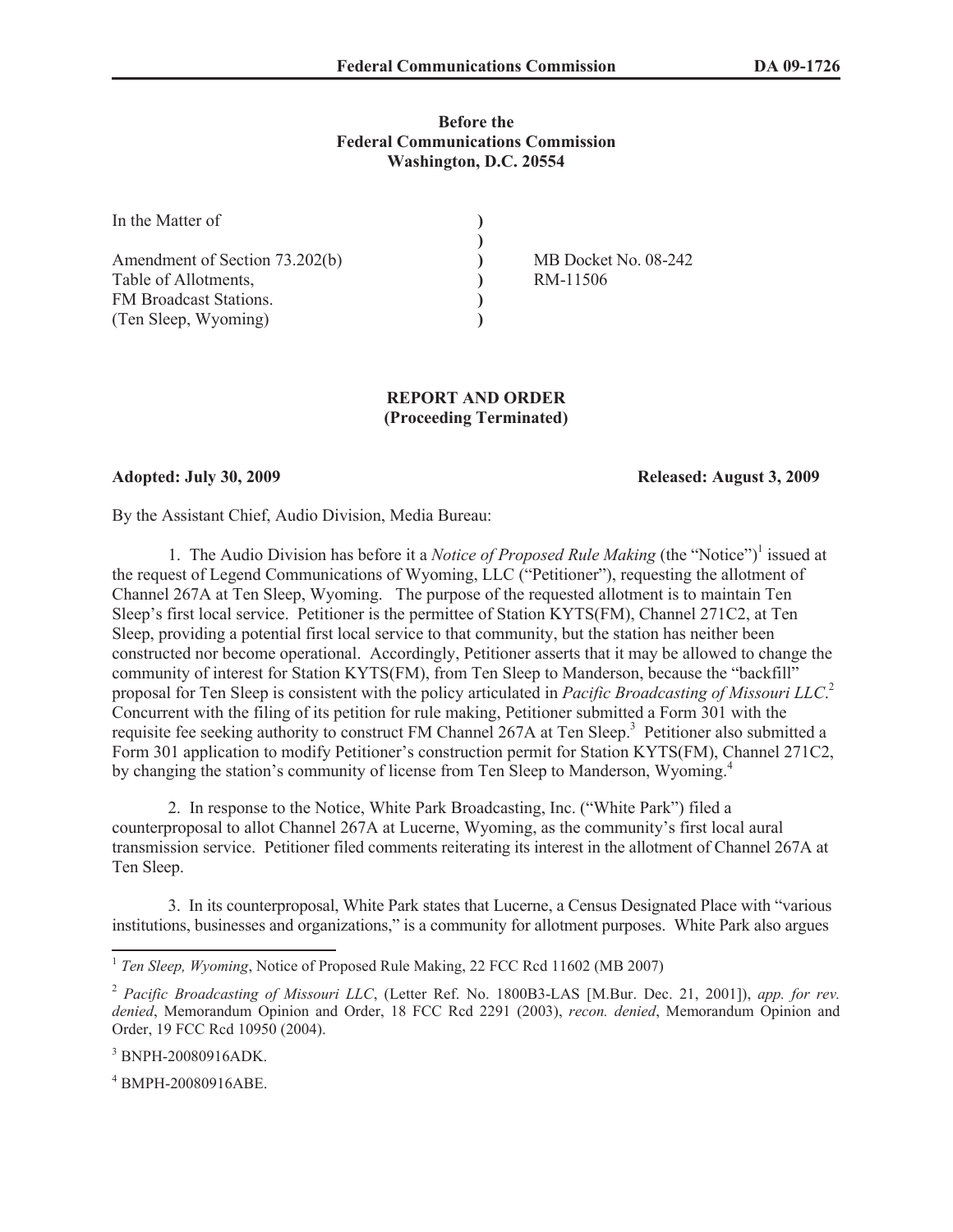**Before the**
**Federal Communications Commission**
**Washington, D.C. 20554**

| In the Matter of | ) | |
|---|---|---|
| | ) | |
| Amendment of Section 73.202(b) | ) | MB Docket No. 08-242 |
| Table of Allotments, | ) | RM-11506 |
| FM Broadcast Stations. | ) | |
| (Ten Sleep, Wyoming) | ) | |

**REPORT AND ORDER**
**(Proceeding Terminated)**

**Adopted: July 30, 2009** **Released: August 3, 2009**

By the Assistant Chief, Audio Division, Media Bureau:

1. The Audio Division has before it a *Notice of Proposed Rule Making* (the "Notice")[1] issued at the request of Legend Communications of Wyoming, LLC ("Petitioner"), requesting the allotment of Channel 267A at Ten Sleep, Wyoming. The purpose of the requested allotment is to maintain Ten Sleep's first local service. Petitioner is the permittee of Station KYTS(FM), Channel 271C2, at Ten Sleep, providing a potential first local service to that community, but the station has neither been constructed nor become operational. Accordingly, Petitioner asserts that it may be allowed to change the community of interest for Station KYTS(FM), from Ten Sleep to Manderson, because the "backfill" proposal for Ten Sleep is consistent with the policy articulated in *Pacific Broadcasting of Missouri LLC*.[2] Concurrent with the filing of its petition for rule making, Petitioner submitted a Form 301 with the requisite fee seeking authority to construct FM Channel 267A at Ten Sleep.[3] Petitioner also submitted a Form 301 application to modify Petitioner's construction permit for Station KYTS(FM), Channel 271C2, by changing the station's community of license from Ten Sleep to Manderson, Wyoming.[4]

2. In response to the Notice, White Park Broadcasting, Inc. ("White Park") filed a counterproposal to allot Channel 267A at Lucerne, Wyoming, as the community's first local aural transmission service. Petitioner filed comments reiterating its interest in the allotment of Channel 267A at Ten Sleep.

3. In its counterproposal, White Park states that Lucerne, a Census Designated Place with "various institutions, businesses and organizations," is a community for allotment purposes. White Park also argues

---

[1] *Ten Sleep, Wyoming*, Notice of Proposed Rule Making, 22 FCC Rcd 11602 (MB 2007)

[2] *Pacific Broadcasting of Missouri LLC*, (Letter Ref. No. 1800B3-LAS [M.Bur. Dec. 21, 2001]), *app. for rev. denied*, Memorandum Opinion and Order, 18 FCC Rcd 2291 (2003), *recon. denied*, Memorandum Opinion and Order, 19 FCC Rcd 10950 (2004).

[3] BNPH-20080916ADK.

[4] BMPH-20080916ABE.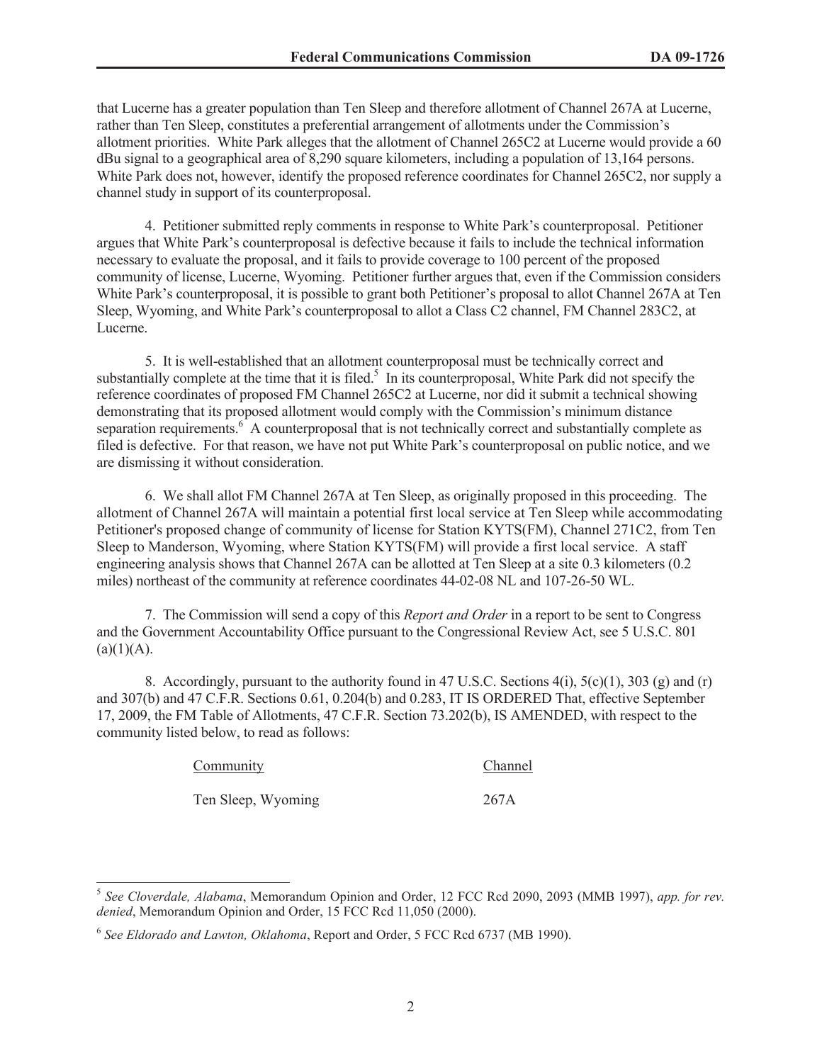that Lucerne has a greater population than Ten Sleep and therefore allotment of Channel 267A at Lucerne, rather than Ten Sleep, constitutes a preferential arrangement of allotments under the Commission's allotment priorities. White Park alleges that the allotment of Channel 265C2 at Lucerne would provide a 60 dBu signal to a geographical area of 8,290 square kilometers, including a population of 13,164 persons. White Park does not, however, identify the proposed reference coordinates for Channel 265C2, nor supply a channel study in support of its counterproposal.

4. Petitioner submitted reply comments in response to White Park's counterproposal. Petitioner argues that White Park's counterproposal is defective because it fails to include the technical information necessary to evaluate the proposal, and it fails to provide coverage to 100 percent of the proposed community of license, Lucerne, Wyoming. Petitioner further argues that, even if the Commission considers White Park's counterproposal, it is possible to grant both Petitioner's proposal to allot Channel 267A at Ten Sleep, Wyoming, and White Park's counterproposal to allot a Class C2 channel, FM Channel 283C2, at Lucerne.

5. It is well-established that an allotment counterproposal must be technically correct and substantially complete at the time that it is filed.[5] In its counterproposal, White Park did not specify the reference coordinates of proposed FM Channel 265C2 at Lucerne, nor did it submit a technical showing demonstrating that its proposed allotment would comply with the Commission's minimum distance separation requirements.[6] A counterproposal that is not technically correct and substantially complete as filed is defective. For that reason, we have not put White Park's counterproposal on public notice, and we are dismissing it without consideration.

6. We shall allot FM Channel 267A at Ten Sleep, as originally proposed in this proceeding. The allotment of Channel 267A will maintain a potential first local service at Ten Sleep while accommodating Petitioner's proposed change of community of license for Station KYTS(FM), Channel 271C2, from Ten Sleep to Manderson, Wyoming, where Station KYTS(FM) will provide a first local service. A staff engineering analysis shows that Channel 267A can be allotted at Ten Sleep at a site 0.3 kilometers (0.2 miles) northeast of the community at reference coordinates 44-02-08 NL and 107-26-50 WL.

7. The Commission will send a copy of this *Report and Order* in a report to be sent to Congress and the Government Accountability Office pursuant to the Congressional Review Act, see 5 U.S.C. 801 (a)(1)(A).

8. Accordingly, pursuant to the authority found in 47 U.S.C. Sections 4(i), 5(c)(1), 303 (g) and (r) and 307(b) and 47 C.F.R. Sections 0.61, 0.204(b) and 0.283, IT IS ORDERED That, effective September 17, 2009, the FM Table of Allotments, 47 C.F.R. Section 73.202(b), IS AMENDED, with respect to the community listed below, to read as follows:

| Community | Channel |
|---|---|
| Ten Sleep, Wyoming | 267A |

---

[5] *See Cloverdale, Alabama*, Memorandum Opinion and Order, 12 FCC Rcd 2090, 2093 (MMB 1997), *app. for rev. denied*, Memorandum Opinion and Order, 15 FCC Rcd 11,050 (2000).

[6] *See Eldorado and Lawton, Oklahoma*, Report and Order, 5 FCC Rcd 6737 (MB 1990).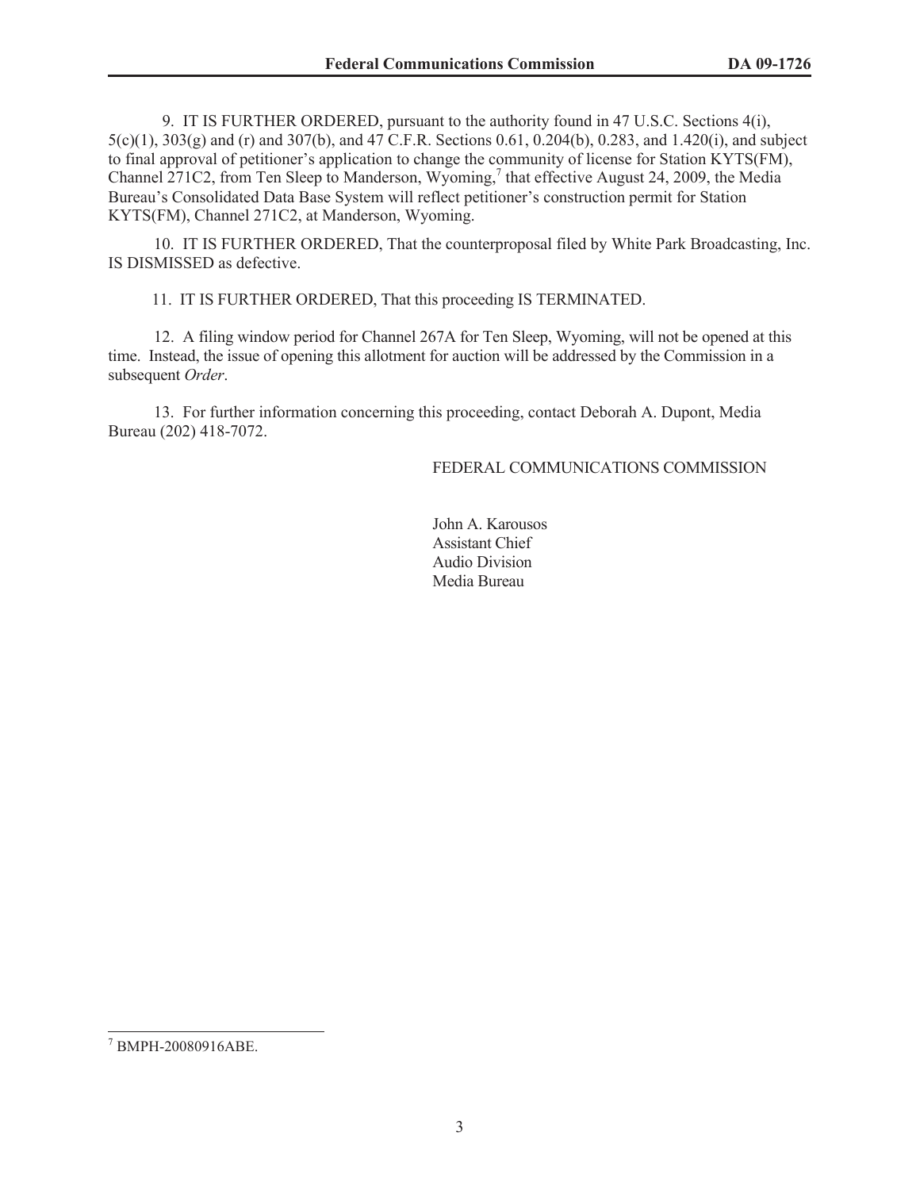9. IT IS FURTHER ORDERED, pursuant to the authority found in 47 U.S.C. Sections 4(i), 5(c)(1), 303(g) and (r) and 307(b), and 47 C.F.R. Sections 0.61, 0.204(b), 0.283, and 1.420(i), and subject to final approval of petitioner's application to change the community of license for Station KYTS(FM), Channel 271C2, from Ten Sleep to Manderson, Wyoming,[7] that effective August 24, 2009, the Media Bureau's Consolidated Data Base System will reflect petitioner's construction permit for Station KYTS(FM), Channel 271C2, at Manderson, Wyoming.

10. IT IS FURTHER ORDERED, That the counterproposal filed by White Park Broadcasting, Inc. IS DISMISSED as defective.

11. IT IS FURTHER ORDERED, That this proceeding IS TERMINATED.

12. A filing window period for Channel 267A for Ten Sleep, Wyoming, will not be opened at this time. Instead, the issue of opening this allotment for auction will be addressed by the Commission in a subsequent *Order*.

13. For further information concerning this proceeding, contact Deborah A. Dupont, Media Bureau (202) 418-7072.

FEDERAL COMMUNICATIONS COMMISSION

John A. Karousos
Assistant Chief
Audio Division
Media Bureau

---

[7] BMPH-20080916ABE.